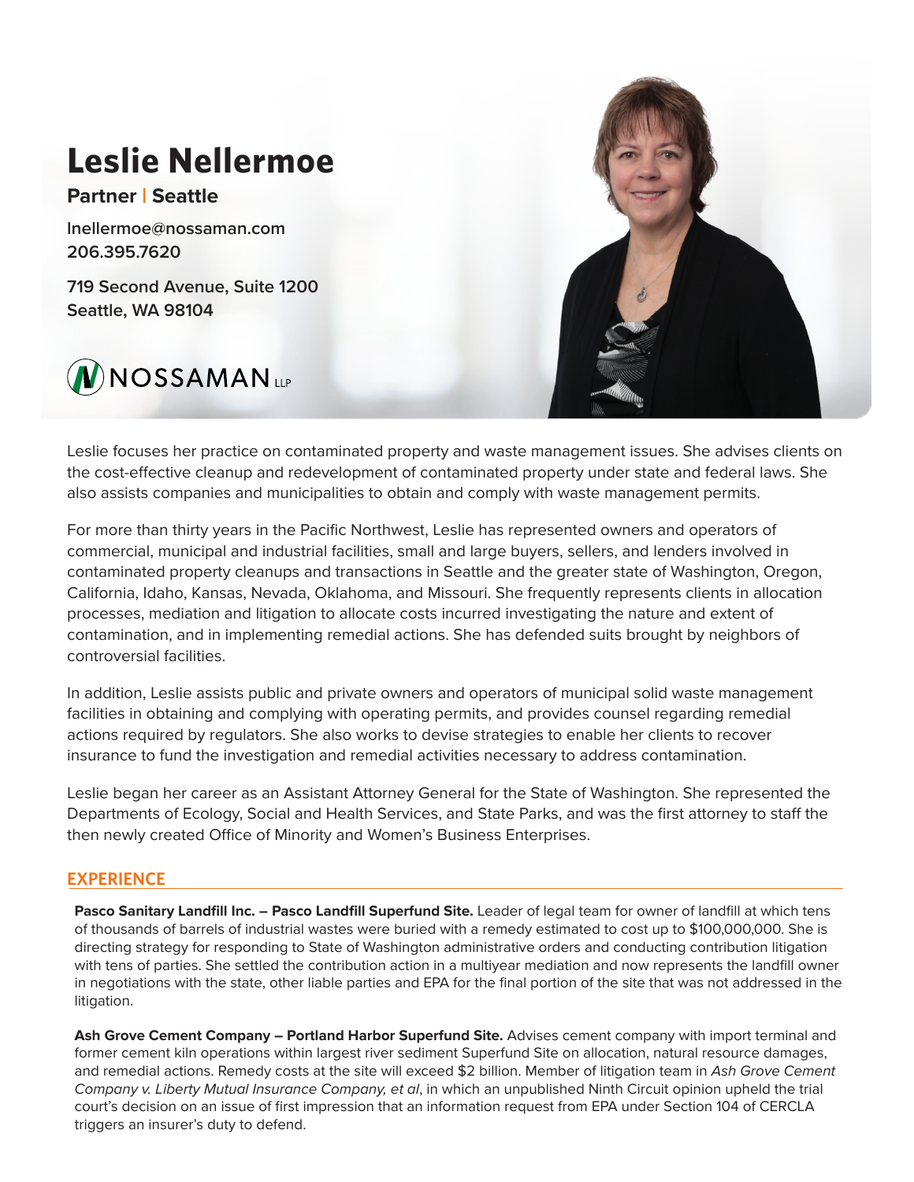# Leslie Nellermoe

**Partner | Seattle**

lnellermoe@nossaman.com
206.395.7620

719 Second Avenue, Suite 1200
Seattle, WA 98104

NOSSAMAN LLP

Leslie focuses her practice on contaminated property and waste management issues. She advises clients on the cost-effective cleanup and redevelopment of contaminated property under state and federal laws. She also assists companies and municipalities to obtain and comply with waste management permits.

For more than thirty years in the Pacific Northwest, Leslie has represented owners and operators of commercial, municipal and industrial facilities, small and large buyers, sellers, and lenders involved in contaminated property cleanups and transactions in Seattle and the greater state of Washington, Oregon, California, Idaho, Kansas, Nevada, Oklahoma, and Missouri. She frequently represents clients in allocation processes, mediation and litigation to allocate costs incurred investigating the nature and extent of contamination, and in implementing remedial actions. She has defended suits brought by neighbors of controversial facilities.

In addition, Leslie assists public and private owners and operators of municipal solid waste management facilities in obtaining and complying with operating permits, and provides counsel regarding remedial actions required by regulators. She also works to devise strategies to enable her clients to recover insurance to fund the investigation and remedial activities necessary to address contamination.

Leslie began her career as an Assistant Attorney General for the State of Washington. She represented the Departments of Ecology, Social and Health Services, and State Parks, and was the first attorney to staff the then newly created Office of Minority and Women's Business Enterprises.

## EXPERIENCE

**Pasco Sanitary Landfill Inc. – Pasco Landfill Superfund Site.** Leader of legal team for owner of landfill at which tens of thousands of barrels of industrial wastes were buried with a remedy estimated to cost up to $100,000,000. She is directing strategy for responding to State of Washington administrative orders and conducting contribution litigation with tens of parties. She settled the contribution action in a multiyear mediation and now represents the landfill owner in negotiations with the state, other liable parties and EPA for the final portion of the site that was not addressed in the litigation.

**Ash Grove Cement Company – Portland Harbor Superfund Site.** Advises cement company with import terminal and former cement kiln operations within largest river sediment Superfund Site on allocation, natural resource damages, and remedial actions. Remedy costs at the site will exceed $2 billion. Member of litigation team in *Ash Grove Cement Company v. Liberty Mutual Insurance Company, et al*, in which an unpublished Ninth Circuit opinion upheld the trial court's decision on an issue of first impression that an information request from EPA under Section 104 of CERCLA triggers an insurer's duty to defend.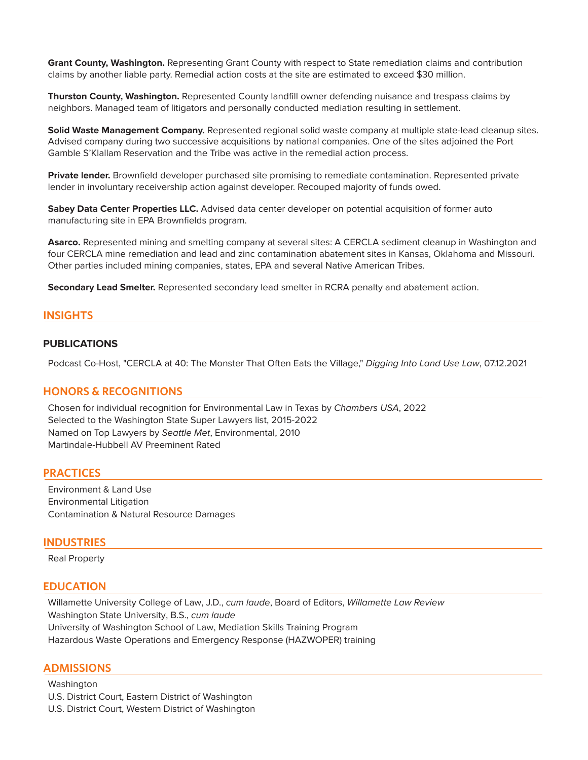**Grant County, Washington.** Representing Grant County with respect to State remediation claims and contribution claims by another liable party. Remedial action costs at the site are estimated to exceed $30 million.

**Thurston County, Washington.** Represented County landfill owner defending nuisance and trespass claims by neighbors. Managed team of litigators and personally conducted mediation resulting in settlement.

**Solid Waste Management Company.** Represented regional solid waste company at multiple state-lead cleanup sites. Advised company during two successive acquisitions by national companies. One of the sites adjoined the Port Gamble S'Klallam Reservation and the Tribe was active in the remedial action process.

**Private lender.** Brownfield developer purchased site promising to remediate contamination. Represented private lender in involuntary receivership action against developer. Recouped majority of funds owed.

**Sabey Data Center Properties LLC.** Advised data center developer on potential acquisition of former auto manufacturing site in EPA Brownfields program.

**Asarco.** Represented mining and smelting company at several sites: A CERCLA sediment cleanup in Washington and four CERCLA mine remediation and lead and zinc contamination abatement sites in Kansas, Oklahoma and Missouri. Other parties included mining companies, states, EPA and several Native American Tribes.

**Secondary Lead Smelter.** Represented secondary lead smelter in RCRA penalty and abatement action.

## INSIGHTS

### PUBLICATIONS

Podcast Co-Host, "CERCLA at 40: The Monster That Often Eats the Village," *Digging Into Land Use Law*, 07.12.2021

## HONORS & RECOGNITIONS

Chosen for individual recognition for Environmental Law in Texas by *Chambers USA*, 2022
Selected to the Washington State Super Lawyers list, 2015-2022
Named on Top Lawyers by *Seattle Met*, Environmental, 2010
Martindale-Hubbell AV Preeminent Rated

## PRACTICES

Environment & Land Use
Environmental Litigation
Contamination & Natural Resource Damages

## INDUSTRIES

Real Property

## EDUCATION

Willamette University College of Law, J.D., *cum laude*, Board of Editors, *Willamette Law Review*
Washington State University, B.S., *cum laude*
University of Washington School of Law, Mediation Skills Training Program
Hazardous Waste Operations and Emergency Response (HAZWOPER) training

## ADMISSIONS

Washington
U.S. District Court, Eastern District of Washington
U.S. District Court, Western District of Washington